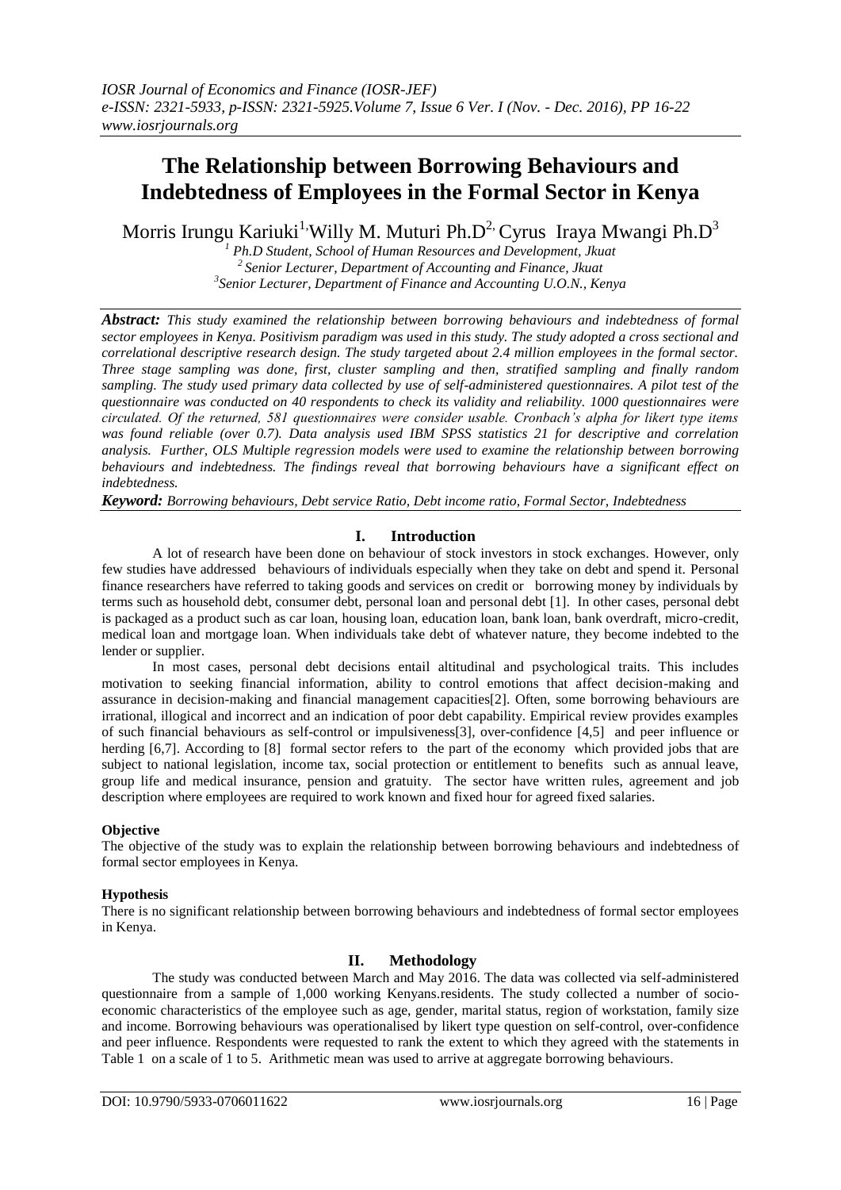# The Relationship between Borrowing Behaviours and Indebtedness of Employees in the Formal Sector in Kenya

Morris Irungu Kariuki[1], Willy M. Muturi Ph.D[2], Cyrus Iraya Mwangi Ph.D[3]

[1] Ph.D Student, School of Human Resources and Development, Jkuat
[2] Senior Lecturer, Department of Accounting and Finance, Jkuat
[3] Senior Lecturer, Department of Finance and Accounting U.O.N., Kenya

***Abstract:*** *This study examined the relationship between borrowing behaviours and indebtedness of formal sector employees in Kenya. Positivism paradigm was used in this study. The study adopted a cross sectional and correlational descriptive research design. The study targeted about 2.4 million employees in the formal sector. Three stage sampling was done, first, cluster sampling and then, stratified sampling and finally random sampling. The study used primary data collected by use of self-administered questionnaires. A pilot test of the questionnaire was conducted on 40 respondents to check its validity and reliability. 1000 questionnaires were circulated. Of the returned, 581 questionnaires were consider usable. Cronbach's alpha for likert type items was found reliable (over 0.7). Data analysis used IBM SPSS statistics 21 for descriptive and correlation analysis. Further, OLS Multiple regression models were used to examine the relationship between borrowing behaviours and indebtedness. The findings reveal that borrowing behaviours have a significant effect on indebtedness.*

***Keyword:*** *Borrowing behaviours, Debt service Ratio, Debt income ratio, Formal Sector, Indebtedness*

## I. Introduction

A lot of research have been done on behaviour of stock investors in stock exchanges. However, only few studies have addressed behaviours of individuals especially when they take on debt and spend it. Personal finance researchers have referred to taking goods and services on credit or borrowing money by individuals by terms such as household debt, consumer debt, personal loan and personal debt [1]. In other cases, personal debt is packaged as a product such as car loan, housing loan, education loan, bank loan, bank overdraft, micro-credit, medical loan and mortgage loan. When individuals take debt of whatever nature, they become indebted to the lender or supplier.

In most cases, personal debt decisions entail altitudinal and psychological traits. This includes motivation to seeking financial information, ability to control emotions that affect decision-making and assurance in decision-making and financial management capacities[2]. Often, some borrowing behaviours are irrational, illogical and incorrect and an indication of poor debt capability. Empirical review provides examples of such financial behaviours as self-control or impulsiveness[3], over-confidence [4,5] and peer influence or herding [6,7]. According to [8] formal sector refers to the part of the economy which provided jobs that are subject to national legislation, income tax, social protection or entitlement to benefits such as annual leave, group life and medical insurance, pension and gratuity. The sector have written rules, agreement and job description where employees are required to work known and fixed hour for agreed fixed salaries.

### Objective

The objective of the study was to explain the relationship between borrowing behaviours and indebtedness of formal sector employees in Kenya.

### Hypothesis

There is no significant relationship between borrowing behaviours and indebtedness of formal sector employees in Kenya.

## II. Methodology

The study was conducted between March and May 2016. The data was collected via self-administered questionnaire from a sample of 1,000 working Kenyans.residents. The study collected a number of socio-economic characteristics of the employee such as age, gender, marital status, region of workstation, family size and income. Borrowing behaviours was operationalised by likert type question on self-control, over-confidence and peer influence. Respondents were requested to rank the extent to which they agreed with the statements in Table 1 on a scale of 1 to 5. Arithmetic mean was used to arrive at aggregate borrowing behaviours.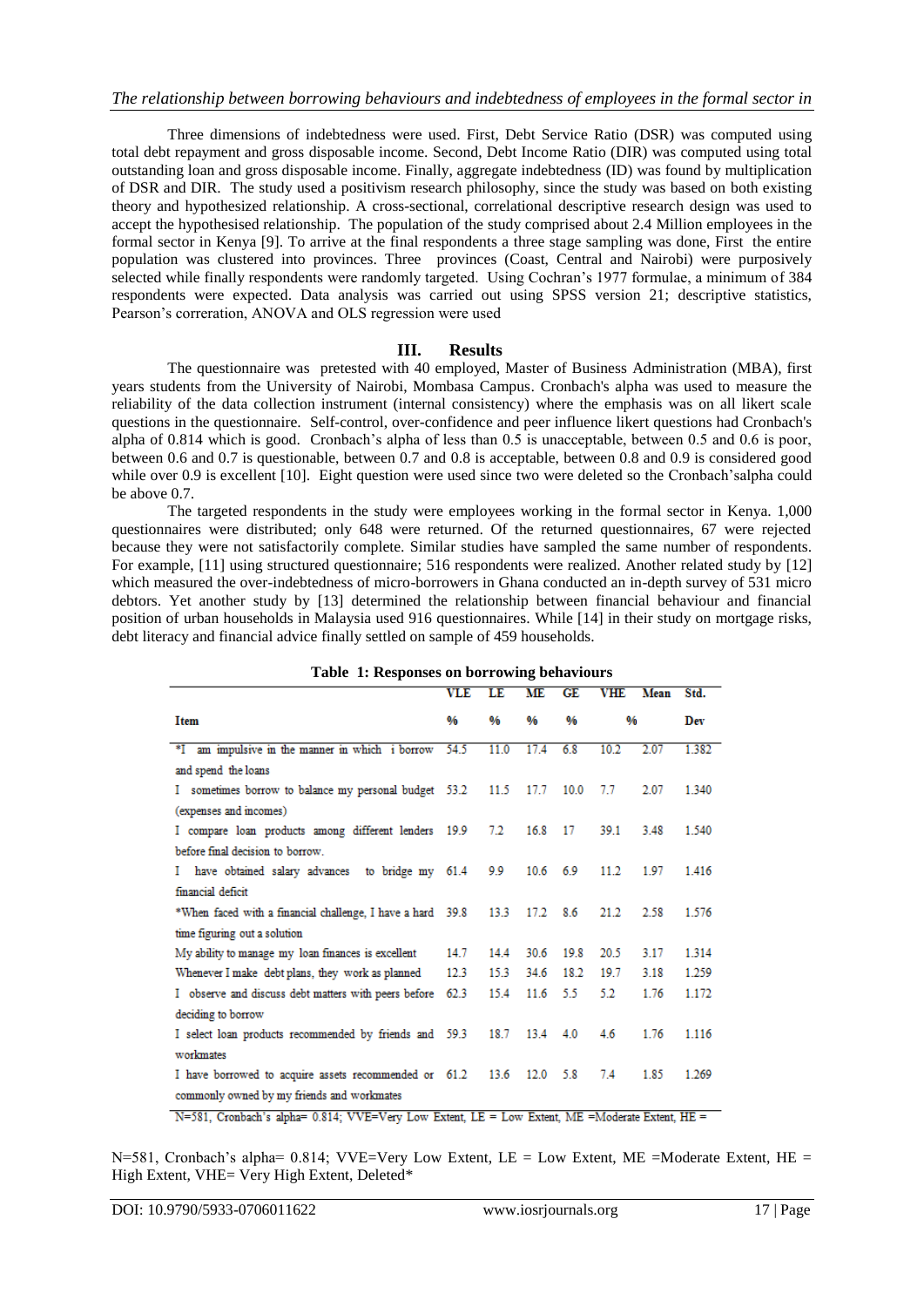Three dimensions of indebtedness were used. First, Debt Service Ratio (DSR) was computed using total debt repayment and gross disposable income. Second, Debt Income Ratio (DIR) was computed using total outstanding loan and gross disposable income. Finally, aggregate indebtedness (ID) was found by multiplication of DSR and DIR. The study used a positivism research philosophy, since the study was based on both existing theory and hypothesized relationship. A cross-sectional, correlational descriptive research design was used to accept the hypothesised relationship. The population of the study comprised about 2.4 Million employees in the formal sector in Kenya [9]. To arrive at the final respondents a three stage sampling was done, First the entire population was clustered into provinces. Three provinces (Coast, Central and Nairobi) were purposively selected while finally respondents were randomly targeted. Using Cochran's 1977 formulae, a minimum of 384 respondents were expected. Data analysis was carried out using SPSS version 21; descriptive statistics, Pearson's correration, ANOVA and OLS regression were used

## III. Results

The questionnaire was pretested with 40 employed, Master of Business Administration (MBA), first years students from the University of Nairobi, Mombasa Campus. Cronbach's alpha was used to measure the reliability of the data collection instrument (internal consistency) where the emphasis was on all likert scale questions in the questionnaire. Self-control, over-confidence and peer influence likert questions had Cronbach's alpha of 0.814 which is good. Cronbach's alpha of less than 0.5 is unacceptable, between 0.5 and 0.6 is poor, between 0.6 and 0.7 is questionable, between 0.7 and 0.8 is acceptable, between 0.8 and 0.9 is considered good while over 0.9 is excellent [10]. Eight question were used since two were deleted so the Cronbach'salpha could be above 0.7.

The targeted respondents in the study were employees working in the formal sector in Kenya. 1,000 questionnaires were distributed; only 648 were returned. Of the returned questionnaires, 67 were rejected because they were not satisfactorily complete. Similar studies have sampled the same number of respondents. For example, [11] using structured questionnaire; 516 respondents were realized. Another related study by [12] which measured the over-indebtedness of micro-borrowers in Ghana conducted an in-depth survey of 531 micro debtors. Yet another study by [13] determined the relationship between financial behaviour and financial position of urban households in Malaysia used 916 questionnaires. While [14] in their study on mortgage risks, debt literacy and financial advice finally settled on sample of 459 households.

**Table 1: Responses on borrowing behaviours**

| Item | VLE % | LE % | ME % | GE % | VHE % | Mean | Std. Dev |
|---|---|---|---|---|---|---|---|
| *I am impulsive in the manner in which i borrow and spend the loans | 54.5 | 11.0 | 17.4 | 6.8 | 10.2 | 2.07 | 1.382 |
| I sometimes borrow to balance my personal budget (expenses and incomes) | 53.2 | 11.5 | 17.7 | 10.0 | 7.7 | 2.07 | 1.340 |
| I compare loan products among different lenders before final decision to borrow. | 19.9 | 7.2 | 16.8 | 17 | 39.1 | 3.48 | 1.540 |
| I have obtained salary advances to bridge my financial deficit | 61.4 | 9.9 | 10.6 | 6.9 | 11.2 | 1.97 | 1.416 |
| *When faced with a financial challenge, I have a hard time figuring out a solution | 39.8 | 13.3 | 17.2 | 8.6 | 21.2 | 2.58 | 1.576 |
| My ability to manage my loan finances is excellent | 14.7 | 14.4 | 30.6 | 19.8 | 20.5 | 3.17 | 1.314 |
| Whenever I make debt plans, they work as planned | 12.3 | 15.3 | 34.6 | 18.2 | 19.7 | 3.18 | 1.259 |
| I observe and discuss debt matters with peers before deciding to borrow | 62.3 | 15.4 | 11.6 | 5.5 | 5.2 | 1.76 | 1.172 |
| I select loan products recommended by friends and workmates | 59.3 | 18.7 | 13.4 | 4.0 | 4.6 | 1.76 | 1.116 |
| I have borrowed to acquire assets recommended or commonly owned by my friends and workmates | 61.2 | 13.6 | 12.0 | 5.8 | 7.4 | 1.85 | 1.269 |

N=581, Cronbach's alpha= 0.814; VVE=Very Low Extent, LE = Low Extent, ME =Moderate Extent, HE = High Extent, VHE= Very High Extent, Deleted*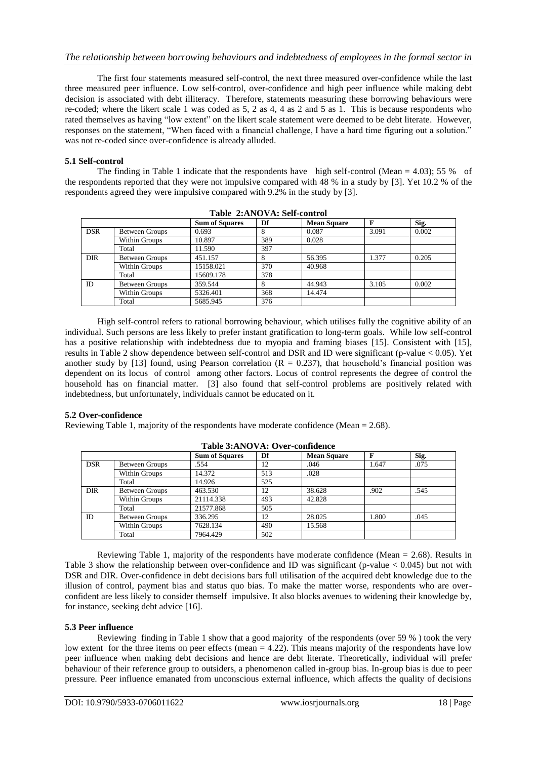The first four statements measured self-control, the next three measured over-confidence while the last three measured peer influence. Low self-control, over-confidence and high peer influence while making debt decision is associated with debt illiteracy. Therefore, statements measuring these borrowing behaviours were re-coded; where the likert scale 1 was coded as 5, 2 as 4, 4 as 2 and 5 as 1. This is because respondents who rated themselves as having "low extent" on the likert scale statement were deemed to be debt literate. However, responses on the statement, "When faced with a financial challenge, I have a hard time figuring out a solution." was not re-coded since over-confidence is already alluded.

### 5.1 Self-control

The finding in Table 1 indicate that the respondents have high self-control (Mean = 4.03); 55 % of the respondents reported that they were not impulsive compared with 48 % in a study by [3]. Yet 10.2 % of the respondents agreed they were impulsive compared with 9.2% in the study by [3].

**Table 2:ANOVA: Self-control**

| | | Sum of Squares | Df | Mean Square | F | Sig. |
|---|---|---|---|---|---|---|
| DSR | Between Groups | 0.693 | 8 | 0.087 | 3.091 | 0.002 |
| | Within Groups | 10.897 | 389 | 0.028 | | |
| | Total | 11.590 | 397 | | | |
| DIR | Between Groups | 451.157 | 8 | 56.395 | 1.377 | 0.205 |
| | Within Groups | 15158.021 | 370 | 40.968 | | |
| | Total | 15609.178 | 378 | | | |
| ID | Between Groups | 359.544 | 8 | 44.943 | 3.105 | 0.002 |
| | Within Groups | 5326.401 | 368 | 14.474 | | |
| | Total | 5685.945 | 376 | | | |

High self-control refers to rational borrowing behaviour, which utilises fully the cognitive ability of an individual. Such persons are less likely to prefer instant gratification to long-term goals. While low self-control has a positive relationship with indebtedness due to myopia and framing biases [15]. Consistent with [15], results in Table 2 show dependence between self-control and DSR and ID were significant (p-value < 0.05). Yet another study by [13] found, using Pearson correlation (R = 0.237), that household's financial position was dependent on its locus of control among other factors. Locus of control represents the degree of control the household has on financial matter. [3] also found that self-control problems are positively related with indebtedness, but unfortunately, individuals cannot be educated on it.

### 5.2 Over-confidence

Reviewing Table 1, majority of the respondents have moderate confidence (Mean = 2.68).

**Table 3:ANOVA: Over-confidence**

| | | Sum of Squares | Df | Mean Square | F | Sig. |
|---|---|---|---|---|---|---|
| DSR | Between Groups | .554 | 12 | .046 | 1.647 | .075 |
| | Within Groups | 14.372 | 513 | .028 | | |
| | Total | 14.926 | 525 | | | |
| DIR | Between Groups | 463.530 | 12 | 38.628 | .902 | .545 |
| | Within Groups | 21114.338 | 493 | 42.828 | | |
| | Total | 21577.868 | 505 | | | |
| ID | Between Groups | 336.295 | 12 | 28.025 | 1.800 | .045 |
| | Within Groups | 7628.134 | 490 | 15.568 | | |
| | Total | 7964.429 | 502 | | | |

Reviewing Table 1, majority of the respondents have moderate confidence (Mean = 2.68). Results in Table 3 show the relationship between over-confidence and ID was significant (p-value < 0.045) but not with DSR and DIR. Over-confidence in debt decisions bars full utilisation of the acquired debt knowledge due to the illusion of control, payment bias and status quo bias. To make the matter worse, respondents who are over-confident are less likely to consider themself impulsive. It also blocks avenues to widening their knowledge by, for instance, seeking debt advice [16].

### 5.3 Peer influence

Reviewing finding in Table 1 show that a good majority of the respondents (over 59 % ) took the very low extent for the three items on peer effects (mean = 4.22). This means majority of the respondents have low peer influence when making debt decisions and hence are debt literate. Theoretically, individual will prefer behaviour of their reference group to outsiders, a phenomenon called in-group bias. In-group bias is due to peer pressure. Peer influence emanated from unconscious external influence, which affects the quality of decisions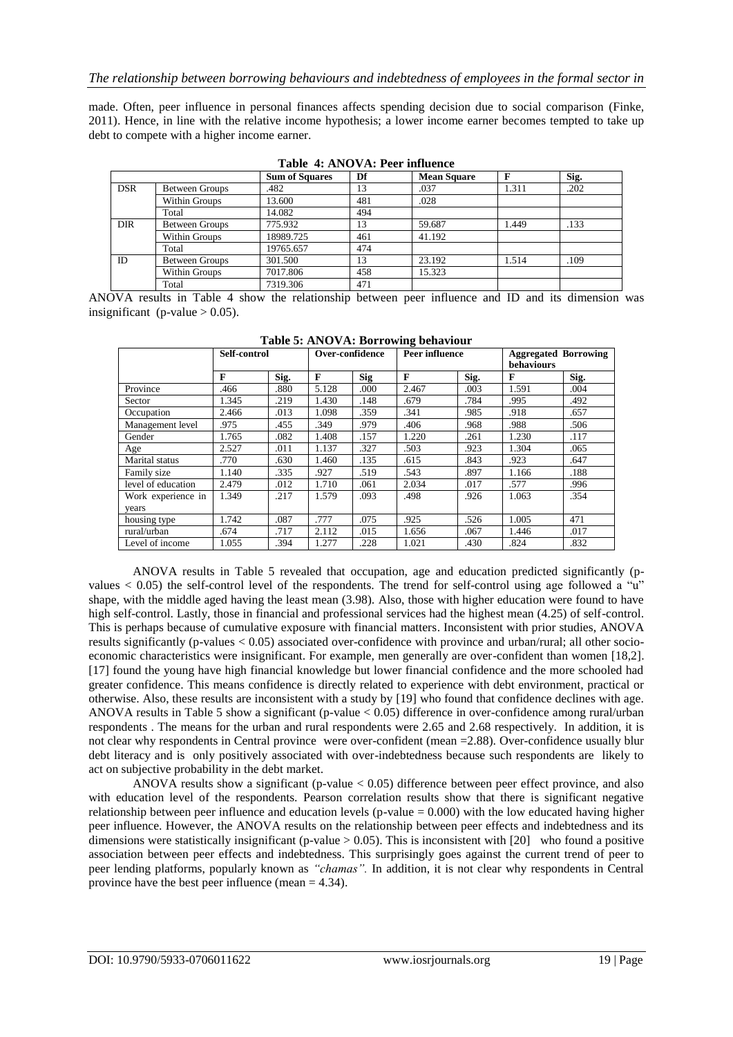made. Often, peer influence in personal finances affects spending decision due to social comparison (Finke, 2011). Hence, in line with the relative income hypothesis; a lower income earner becomes tempted to take up debt to compete with a higher income earner.

**Table 4: ANOVA: Peer influence**

| | | Sum of Squares | Df | Mean Square | F | Sig. |
|---|---|---|---|---|---|---|
| DSR | Between Groups | .482 | 13 | .037 | 1.311 | .202 |
| | Within Groups | 13.600 | 481 | .028 | | |
| | Total | 14.082 | 494 | | | |
| DIR | Between Groups | 775.932 | 13 | 59.687 | 1.449 | .133 |
| | Within Groups | 18989.725 | 461 | 41.192 | | |
| | Total | 19765.657 | 474 | | | |
| ID | Between Groups | 301.500 | 13 | 23.192 | 1.514 | .109 |
| | Within Groups | 7017.806 | 458 | 15.323 | | |
| | Total | 7319.306 | 471 | | | |

ANOVA results in Table 4 show the relationship between peer influence and ID and its dimension was insignificant (p-value > 0.05).

**Table 5: ANOVA: Borrowing behaviour**

| | Self-control | | Over-confidence | | Peer influence | | Aggregated Borrowing behaviours | |
|---|---|---|---|---|---|---|---|---|
| | F | Sig. | F | Sig | F | Sig. | F | Sig. |
| Province | .466 | .880 | 5.128 | .000 | 2.467 | .003 | 1.591 | .004 |
| Sector | 1.345 | .219 | 1.430 | .148 | .679 | .784 | .995 | .492 |
| Occupation | 2.466 | .013 | 1.098 | .359 | .341 | .985 | .918 | .657 |
| Management level | .975 | .455 | .349 | .979 | .406 | .968 | .988 | .506 |
| Gender | 1.765 | .082 | 1.408 | .157 | 1.220 | .261 | 1.230 | .117 |
| Age | 2.527 | .011 | 1.137 | .327 | .503 | .923 | 1.304 | .065 |
| Marital status | .770 | .630 | 1.460 | .135 | .615 | .843 | .923 | .647 |
| Family size | 1.140 | .335 | .927 | .519 | .543 | .897 | 1.166 | .188 |
| level of education | 2.479 | .012 | 1.710 | .061 | 2.034 | .017 | .577 | .996 |
| Work experience in years | 1.349 | .217 | 1.579 | .093 | .498 | .926 | 1.063 | .354 |
| housing type | 1.742 | .087 | .777 | .075 | .925 | .526 | 1.005 | 471 |
| rural/urban | .674 | .717 | 2.112 | .015 | 1.656 | .067 | 1.446 | .017 |
| Level of income | 1.055 | .394 | 1.277 | .228 | 1.021 | .430 | .824 | .832 |

ANOVA results in Table 5 revealed that occupation, age and education predicted significantly (p-values < 0.05) the self-control level of the respondents. The trend for self-control using age followed a "u" shape, with the middle aged having the least mean (3.98). Also, those with higher education were found to have high self-control. Lastly, those in financial and professional services had the highest mean (4.25) of self-control. This is perhaps because of cumulative exposure with financial matters. Inconsistent with prior studies, ANOVA results significantly (p-values < 0.05) associated over-confidence with province and urban/rural; all other socio-economic characteristics were insignificant. For example, men generally are over-confident than women [18,2]. [17] found the young have high financial knowledge but lower financial confidence and the more schooled had greater confidence. This means confidence is directly related to experience with debt environment, practical or otherwise. Also, these results are inconsistent with a study by [19] who found that confidence declines with age. ANOVA results in Table 5 show a significant (p-value < 0.05) difference in over-confidence among rural/urban respondents . The means for the urban and rural respondents were 2.65 and 2.68 respectively. In addition, it is not clear why respondents in Central province were over-confident (mean =2.88). Over-confidence usually blur debt literacy and is only positively associated with over-indebtedness because such respondents are likely to act on subjective probability in the debt market.

ANOVA results show a significant (p-value < 0.05) difference between peer effect province, and also with education level of the respondents. Pearson correlation results show that there is significant negative relationship between peer influence and education levels (p-value = 0.000) with the low educated having higher peer influence. However, the ANOVA results on the relationship between peer effects and indebtedness and its dimensions were statistically insignificant (p-value > 0.05). This is inconsistent with [20] who found a positive association between peer effects and indebtedness. This surprisingly goes against the current trend of peer to peer lending platforms, popularly known as *"chamas"*. In addition, it is not clear why respondents in Central province have the best peer influence (mean = 4.34).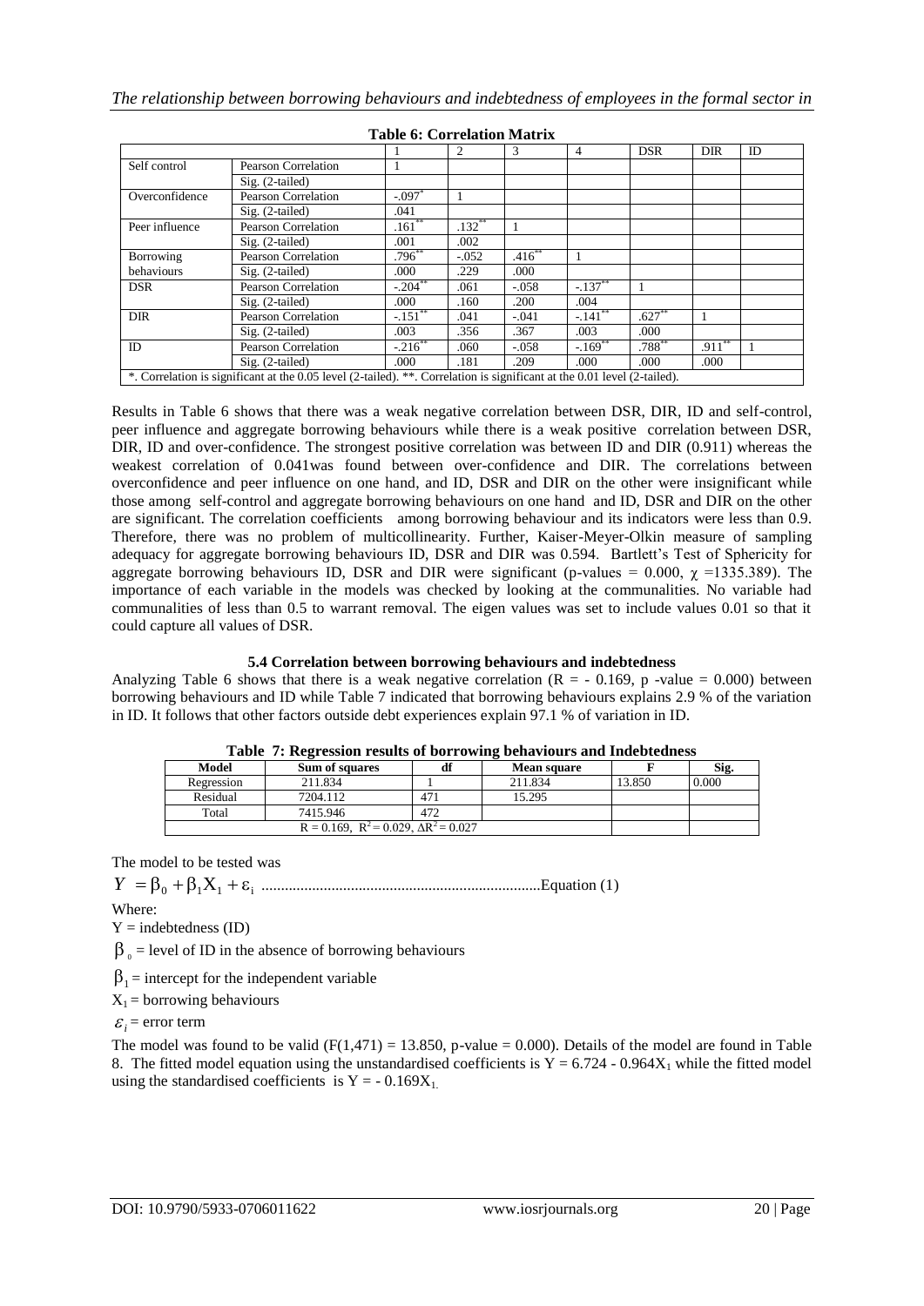**Table 6: Correlation Matrix**

| | | 1 | 2 | 3 | 4 | DSR | DIR | ID |
|---|---|---|---|---|---|---|---|---|
| Self control | Pearson Correlation | 1 | | | | | | |
| | Sig. (2-tailed) | | | | | | | |
| Overconfidence | Pearson Correlation | -.097* | 1 | | | | | |
| | Sig. (2-tailed) | .041 | | | | | | |
| Peer influence | Pearson Correlation | .161** | .132** | 1 | | | | |
| | Sig. (2-tailed) | .001 | .002 | | | | | |
| Borrowing behaviours | Pearson Correlation | .796** | -.052 | .416** | 1 | | | |
| | Sig. (2-tailed) | .000 | .229 | .000 | | | | |
| DSR | Pearson Correlation | -.204** | .061 | -.058 | -.137** | 1 | | |
| | Sig. (2-tailed) | .000 | .160 | .200 | .004 | | | |
| DIR | Pearson Correlation | -.151** | .041 | -.041 | -.141** | .627** | 1 | |
| | Sig. (2-tailed) | .003 | .356 | .367 | .003 | .000 | | |
| ID | Pearson Correlation | -.216** | .060 | -.058 | -.169** | .788** | .911** | 1 |
| | Sig. (2-tailed) | .000 | .181 | .209 | .000 | .000 | .000 | |

*. Correlation is significant at the 0.05 level (2-tailed). **. Correlation is significant at the 0.01 level (2-tailed).

Results in Table 6 shows that there was a weak negative correlation between DSR, DIR, ID and self-control, peer influence and aggregate borrowing behaviours while there is a weak positive correlation between DSR, DIR, ID and over-confidence. The strongest positive correlation was between ID and DIR (0.911) whereas the weakest correlation of 0.041was found between over-confidence and DIR. The correlations between overconfidence and peer influence on one hand, and ID, DSR and DIR on the other were insignificant while those among self-control and aggregate borrowing behaviours on one hand and ID, DSR and DIR on the other are significant. The correlation coefficients among borrowing behaviour and its indicators were less than 0.9. Therefore, there was no problem of multicollinearity. Further, Kaiser-Meyer-Olkin measure of sampling adequacy for aggregate borrowing behaviours ID, DSR and DIR was 0.594. Bartlett's Test of Sphericity for aggregate borrowing behaviours ID, DSR and DIR were significant (p-values = 0.000, $\chi$ =1335.389). The importance of each variable in the models was checked by looking at the communalities. No variable had communalities of less than 0.5 to warrant removal. The eigen values was set to include values 0.01 so that it could capture all values of DSR.

### 5.4 Correlation between borrowing behaviours and indebtedness

Analyzing Table 6 shows that there is a weak negative correlation ($R = -0.169$, p -value = 0.000) between borrowing behaviours and ID while Table 7 indicated that borrowing behaviours explains 2.9 % of the variation in ID. It follows that other factors outside debt experiences explain 97.1 % of variation in ID.

**Table 7: Regression results of borrowing behaviours and Indebtedness**

| Model | Sum of squares | df | Mean square | F | Sig. |
|---|---|---|---|---|---|
| Regression | 211.834 | 1 | 211.834 | 13.850 | 0.000 |
| Residual | 7204.112 | 471 | 15.295 | | |
| Total | 7415.946 | 472 | | | |
| $R = 0.169$, $R^2 = 0.029$, $\Delta R^2 = 0.027$ | | | | | |

The model to be tested was

$$Y = \beta_0 + \beta_1 X_1 + \varepsilon_i \text{ .......................................................................Equation (1)}$$

Where:

$Y$ = indebtedness (ID)

$\beta_0$ = level of ID in the absence of borrowing behaviours

$\beta_1$ = intercept for the independent variable

$X_1$ = borrowing behaviours

$\varepsilon_i$ = error term

The model was found to be valid ($F(1,471) = 13.850$, p-value = 0.000). Details of the model are found in Table 8. The fitted model equation using the unstandardised coefficients is $Y = 6.724 - 0.964X_1$ while the fitted model using the standardised coefficients is $Y = -0.169X_1$.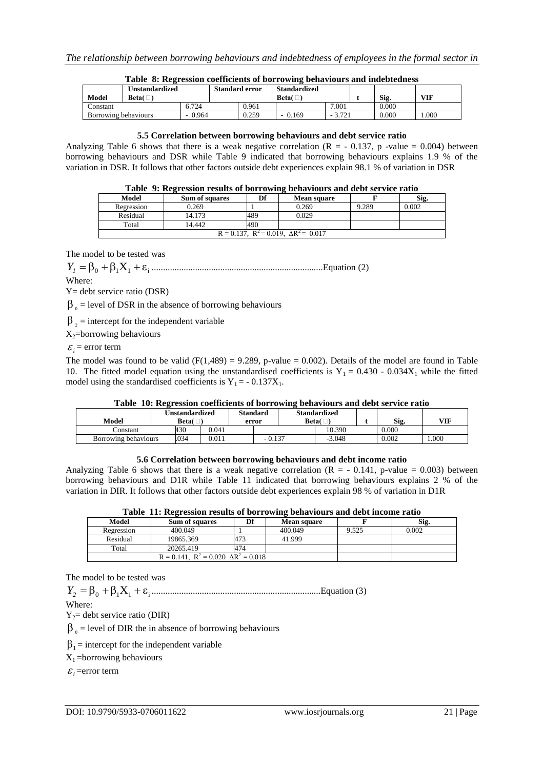**Table 8: Regression coefficients of borrowing behaviours and indebtedness**

| Model | Unstandardized Beta(□) | Standard error | Standardized Beta(□) | t | Sig. | VIF |
|---|---|---|---|---|---|---|
| Constant | 6.724 | 0.961 | | 7.001 | 0.000 | |
| Borrowing behaviours | - 0.964 | 0.259 | - 0.169 | - 3.721 | 0.000 | 1.000 |

### 5.5 Correlation between borrowing behaviours and debt service ratio

Analyzing Table 6 shows that there is a weak negative correlation ($R = -0.137$, p -value = 0.004) between borrowing behaviours and DSR while Table 9 indicated that borrowing behaviours explains 1.9 % of the variation in DSR. It follows that other factors outside debt experiences explain 98.1 % of variation in DSR

**Table 9: Regression results of borrowing behaviours and debt service ratio**

| Model | Sum of squares | Df | Mean square | F | Sig. |
|---|---|---|---|---|---|
| Regression | 0.269 | 1 | 0.269 | 9.289 | 0.002 |
| Residual | 14.173 | 489 | 0.029 | | |
| Total | 14.442 | 490 | | | |
| $R = 0.137$, $R^2 = 0.019$, $\Delta R^2 = 0.017$ | | | | | |

The model to be tested was

$$Y_1 = \beta_0 + \beta_1 X_1 + \varepsilon_i \text{..........Equation (2)}$$

Where:

Y= debt service ratio (DSR)

$\beta_0$ = level of DSR in the absence of borrowing behaviours

$\beta_2$ = intercept for the independent variable

$X_2$=borrowing behaviours

$\varepsilon_i$ = error term

The model was found to be valid ($F(1,489) = 9.289$, p-value = 0.002). Details of the model are found in Table 10. The fitted model equation using the unstandardised coefficients is $Y_1 = 0.430 - 0.034X_1$ while the fitted model using the standardised coefficients is $Y_1 = -0.137X_1$.

**Table 10: Regression coefficients of borrowing behaviours and debt service ratio**

| Model | Unstandardized Beta(□) | Standard error | Standardized Beta(□) | t | Sig. | VIF |
|---|---|---|---|---|---|---|
| Constant | 430 | 0.041 | | 10.390 | 0.000 | |
| Borrowing behaviours | .034 | 0.011 | - 0.137 | -3.048 | 0.002 | 1.000 |

### 5.6 Correlation between borrowing behaviours and debt income ratio

Analyzing Table 6 shows that there is a weak negative correlation ($R = -0.141$, p-value = 0.003) between borrowing behaviours and D1R while Table 11 indicated that borrowing behaviours explains 2 % of the variation in DIR. It follows that other factors outside debt experiences explain 98 % of variation in D1R

**Table 11: Regression results of borrowing behaviours and debt income ratio**

| Model | Sum of squares | Df | Mean square | F | Sig. |
|---|---|---|---|---|---|
| Regression | 400.049 | 1 | 400.049 | 9.525 | 0.002 |
| Residual | 19865.369 | 473 | 41.999 | | |
| Total | 20265.419 | 474 | | | |
| $R = 0.141$, $R^2 = 0.020$ $\Delta R^2 = 0.018$ | | | | | |

The model to be tested was

$$Y_2 = \beta_0 + \beta_1 X_1 + \varepsilon_i \text{..........Equation (3)}$$

Where:

$Y_2$= debt service ratio (DIR)

$\beta_0$ = level of DIR the in absence of borrowing behaviours

$\beta_1$ = intercept for the independent variable

$X_1$ =borrowing behaviours

$\varepsilon_i$ =error term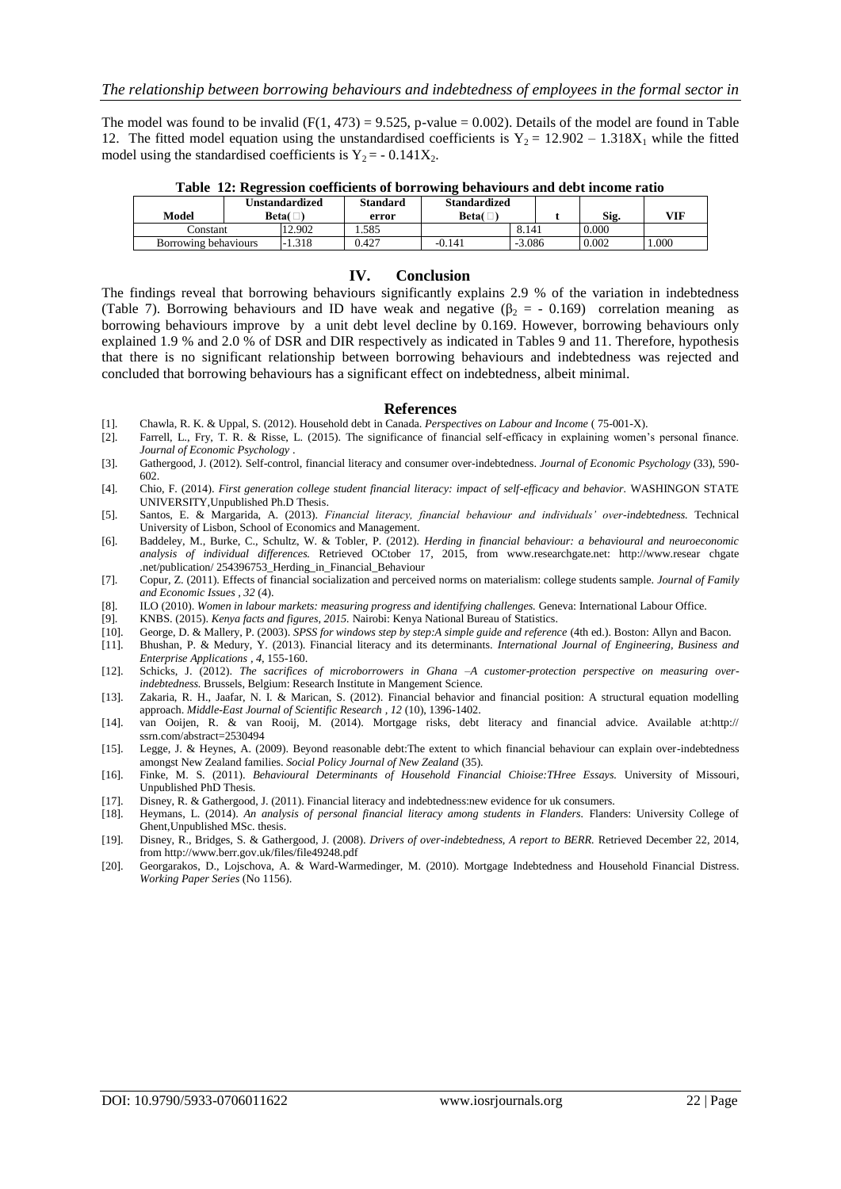The model was found to be invalid ($F(1, 473) = 9.525$, p-value = 0.002). Details of the model are found in Table 12. The fitted model equation using the unstandardised coefficients is $Y_2 = 12.902 - 1.318X_1$ while the fitted model using the standardised coefficients is $Y_2 = - 0.141X_2$.

**Table 12: Regression coefficients of borrowing behaviours and debt income ratio**

| Model | Unstandardized Beta(□) | Standard error | Standardized Beta(□) | t | Sig. | VIF |
|---|---|---|---|---|---|---|
| Constant | 12.902 | 1.585 | | 8.141 | 0.000 | |
| Borrowing behaviours | -1.318 | 0.427 | -0.141 | -3.086 | 0.002 | 1.000 |

## IV. Conclusion

The findings reveal that borrowing behaviours significantly explains 2.9 % of the variation in indebtedness (Table 7). Borrowing behaviours and ID have weak and negative ($\beta_2 = - 0.169$) correlation meaning as borrowing behaviours improve by a unit debt level decline by 0.169. However, borrowing behaviours only explained 1.9 % and 2.0 % of DSR and DIR respectively as indicated in Tables 9 and 11. Therefore, hypothesis that there is no significant relationship between borrowing behaviours and indebtedness was rejected and concluded that borrowing behaviours has a significant effect on indebtedness, albeit minimal.

## References

[1]. Chawla, R. K. & Uppal, S. (2012). Household debt in Canada. *Perspectives on Labour and Income* ( 75-001-X).

[2]. Farrell, L., Fry, T. R. & Risse, L. (2015). The significance of financial self-efficacy in explaining women's personal finance. *Journal of Economic Psychology* .

[3]. Gathergood, J. (2012). Self-control, financial literacy and consumer over-indebtedness. *Journal of Economic Psychology* (33), 590-602.

[4]. Chio, F. (2014). *First generation college student financial literacy: impact of self-efficacy and behavior.* WASHINGON STATE UNIVERSITY,Unpublished Ph.D Thesis.

[5]. Santos, E. & Margarida, A. (2013). *Financial literacy, financial behaviour and individuals' over-indebtedness.* Technical University of Lisbon, School of Economics and Management.

[6]. Baddeley, M., Burke, C., Schultz, W. & Tobler, P. (2012). *Herding in financial behaviour: a behavioural and neuroeconomic analysis of individual differences.* Retrieved OCtober 17, 2015, from www.researchgate.net: http://www.resear chgate .net/publication/ 254396753_Herding_in_Financial_Behaviour

[7]. Copur, Z. (2011). Effects of financial socialization and perceived norms on materialism: college students sample. *Journal of Family and Economic Issues , 32* (4).

[8]. ILO (2010). *Women in labour markets: measuring progress and identifying challenges.* Geneva: International Labour Office.

[9]. KNBS. (2015). *Kenya facts and figures, 2015.* Nairobi: Kenya National Bureau of Statistics.

[10]. George, D. & Mallery, P. (2003). *SPSS for windows step by step:A simple guide and reference* (4th ed.). Boston: Allyn and Bacon.

[11]. Bhushan, P. & Medury, Y. (2013). Financial literacy and its determinants. *International Journal of Engineering, Business and Enterprise Applications , 4*, 155-160.

[12]. Schicks, J. (2012). *The sacrifices of microborrowers in Ghana –A customer-protection perspective on measuring over-indebtedness.* Brussels, Belgium: Research Institute in Mangement Science.

[13]. Zakaria, R. H., Jaafar, N. I. & Marican, S. (2012). Financial behavior and financial position: A structural equation modelling approach. *Middle-East Journal of Scientific Research , 12* (10), 1396-1402.

[14]. van Ooijen, R. & van Rooij, M. (2014). Mortgage risks, debt literacy and financial advice. Available at:http:// ssrn.com/abstract=2530494

[15]. Legge, J. & Heynes, A. (2009). Beyond reasonable debt:The extent to which financial behaviour can explain over-indebtedness amongst New Zealand families. *Social Policy Journal of New Zealand* (35).

[16]. Finke, M. S. (2011). *Behavioural Determinants of Household Financial Chioise:THree Essays.* University of Missouri, Unpublished PhD Thesis.

[17]. Disney, R. & Gathergood, J. (2011). Financial literacy and indebtedness:new evidence for uk consumers.

[18]. Heymans, L. (2014). *An analysis of personal financial literacy among students in Flanders.* Flanders: University College of Ghent,Unpublished MSc. thesis.

[19]. Disney, R., Bridges, S. & Gathergood, J. (2008). *Drivers of over-indebtedness, A report to BERR.* Retrieved December 22, 2014, from http://www.berr.gov.uk/files/file49248.pdf

[20]. Georgarakos, D., Lojschova, A. & Ward-Warmedinger, M. (2010). Mortgage Indebtedness and Household Financial Distress. *Working Paper Series* (No 1156).